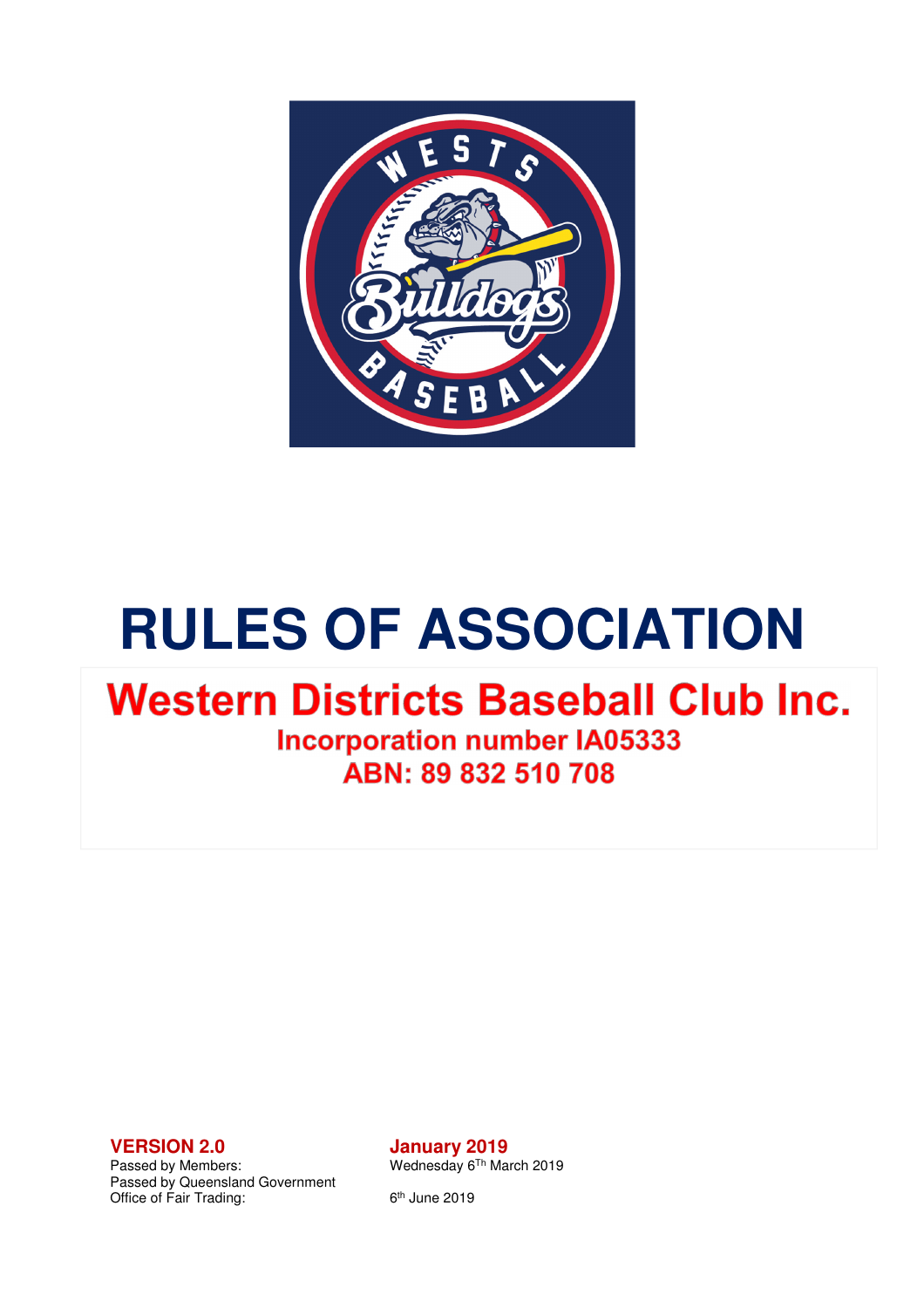# RULES OF ASSOCIATION

## Western Districts Baseball Club Inc.

**Incorporation number IA05333**

**ABN: 89 832 510 708**

| **VERSION 2.0** | **January 2019** |
|---|---|
| Passed by Members: | Wednesday 6Th March 2019 |
| Passed by Queensland Government Office of Fair Trading: | 6th June 2019 |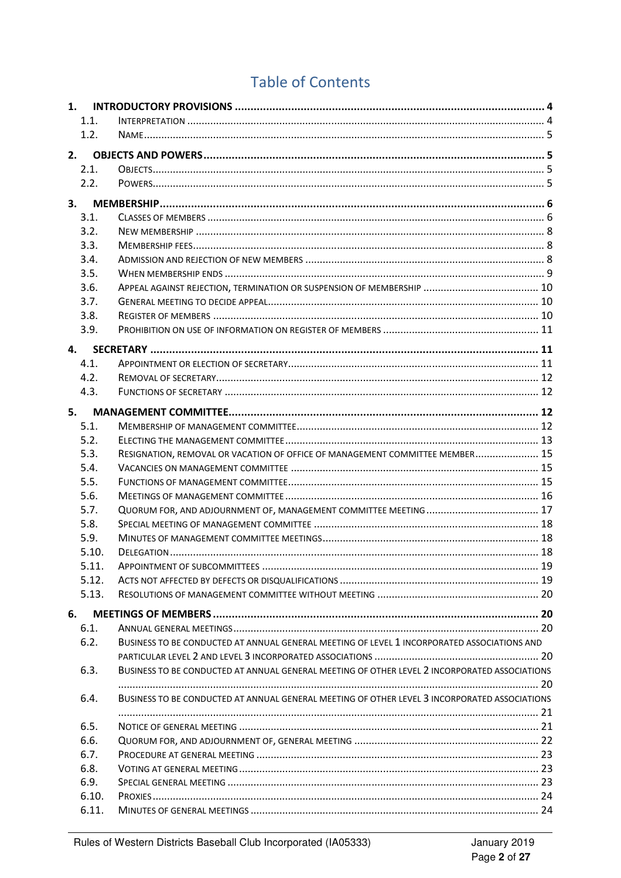# Table of Contents

**1. INTRODUCTORY PROVISIONS** .......... **4**
- 1.1. INTERPRETATION .......... 4
- 1.2. NAME .......... 5

**2. OBJECTS AND POWERS** .......... **5**
- 2.1. OBJECTS .......... 5
- 2.2. POWERS .......... 5

**3. MEMBERSHIP** .......... **6**
- 3.1. CLASSES OF MEMBERS .......... 6
- 3.2. NEW MEMBERSHIP .......... 8
- 3.3. MEMBERSHIP FEES .......... 8
- 3.4. ADMISSION AND REJECTION OF NEW MEMBERS .......... 8
- 3.5. WHEN MEMBERSHIP ENDS .......... 9
- 3.6. APPEAL AGAINST REJECTION, TERMINATION OR SUSPENSION OF MEMBERSHIP .......... 10
- 3.7. GENERAL MEETING TO DECIDE APPEAL .......... 10
- 3.8. REGISTER OF MEMBERS .......... 10
- 3.9. PROHIBITION ON USE OF INFORMATION ON REGISTER OF MEMBERS .......... 11

**4. SECRETARY** .......... **11**
- 4.1. APPOINTMENT OR ELECTION OF SECRETARY .......... 11
- 4.2. REMOVAL OF SECRETARY .......... 12
- 4.3. FUNCTIONS OF SECRETARY .......... 12

**5. MANAGEMENT COMMITTEE** .......... **12**
- 5.1. MEMBERSHIP OF MANAGEMENT COMMITTEE .......... 12
- 5.2. ELECTING THE MANAGEMENT COMMITTEE .......... 13
- 5.3. RESIGNATION, REMOVAL OR VACATION OF OFFICE OF MANAGEMENT COMMITTEE MEMBER .......... 15
- 5.4. VACANCIES ON MANAGEMENT COMMITTEE .......... 15
- 5.5. FUNCTIONS OF MANAGEMENT COMMITTEE .......... 15
- 5.6. MEETINGS OF MANAGEMENT COMMITTEE .......... 16
- 5.7. QUORUM FOR, AND ADJOURNMENT OF, MANAGEMENT COMMITTEE MEETING .......... 17
- 5.8. SPECIAL MEETING OF MANAGEMENT COMMITTEE .......... 18
- 5.9. MINUTES OF MANAGEMENT COMMITTEE MEETINGS .......... 18
- 5.10. DELEGATION .......... 18
- 5.11. APPOINTMENT OF SUBCOMMITTEES .......... 19
- 5.12. ACTS NOT AFFECTED BY DEFECTS OR DISQUALIFICATIONS .......... 19
- 5.13. RESOLUTIONS OF MANAGEMENT COMMITTEE WITHOUT MEETING .......... 20

**6. MEETINGS OF MEMBERS** .......... **20**
- 6.1. ANNUAL GENERAL MEETINGS .......... 20
- 6.2. BUSINESS TO BE CONDUCTED AT ANNUAL GENERAL MEETING OF LEVEL 1 INCORPORATED ASSOCIATIONS AND PARTICULAR LEVEL 2 AND LEVEL 3 INCORPORATED ASSOCIATIONS .......... 20
- 6.3. BUSINESS TO BE CONDUCTED AT ANNUAL GENERAL MEETING OF OTHER LEVEL 2 INCORPORATED ASSOCIATIONS .......... 20
- 6.4. BUSINESS TO BE CONDUCTED AT ANNUAL GENERAL MEETING OF OTHER LEVEL 3 INCORPORATED ASSOCIATIONS .......... 21
- 6.5. NOTICE OF GENERAL MEETING .......... 21
- 6.6. QUORUM FOR, AND ADJOURNMENT OF, GENERAL MEETING .......... 22
- 6.7. PROCEDURE AT GENERAL MEETING .......... 23
- 6.8. VOTING AT GENERAL MEETING .......... 23
- 6.9. SPECIAL GENERAL MEETING .......... 23
- 6.10. PROXIES .......... 24
- 6.11. MINUTES OF GENERAL MEETINGS .......... 24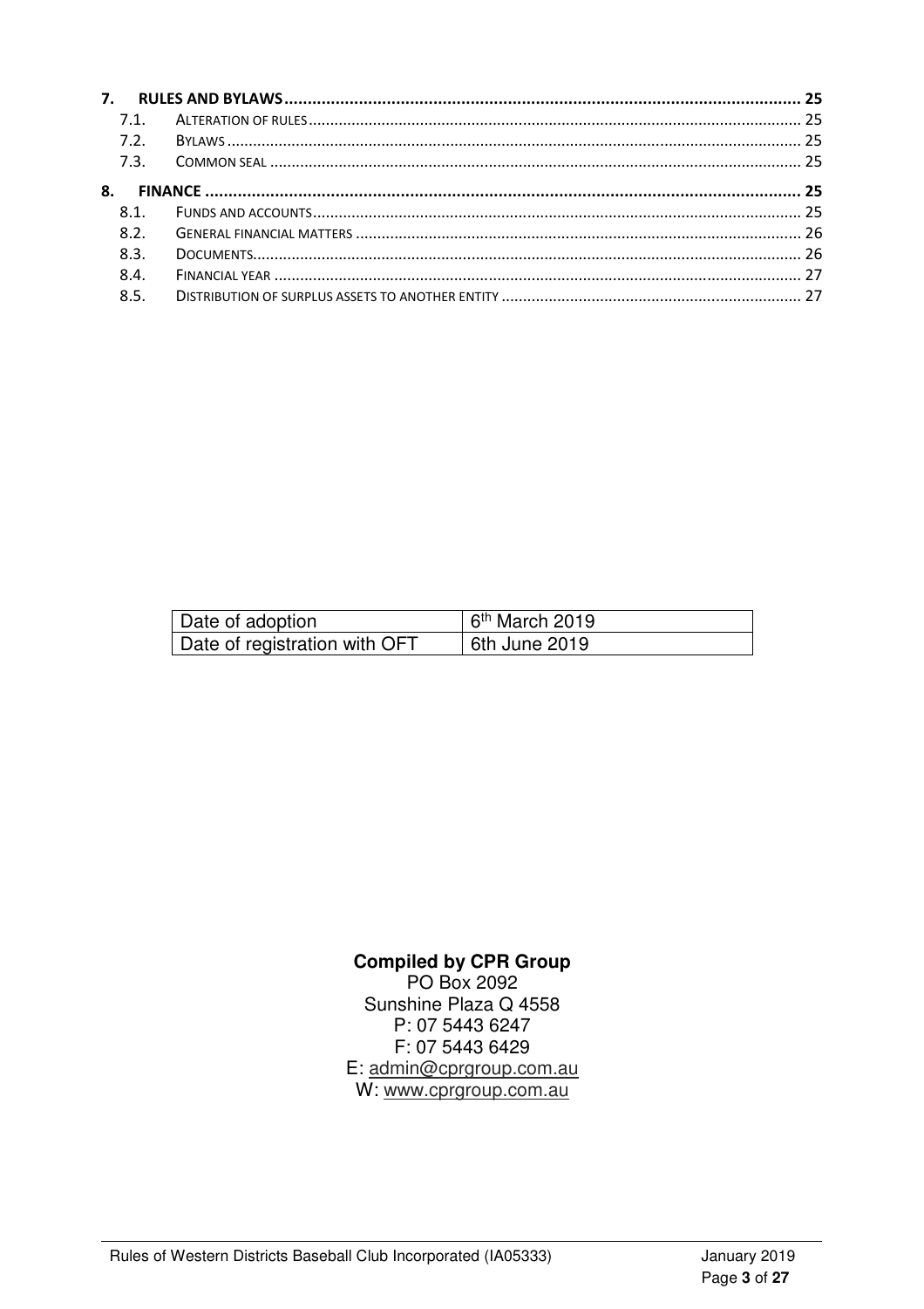| | | |
|---|---|---|
| **7.** | **RULES AND BYLAWS** | **25** |
| 7.1. | ALTERATION OF RULES | 25 |
| 7.2. | BYLAWS | 25 |
| 7.3. | COMMON SEAL | 25 |
| **8.** | **FINANCE** | **25** |
| 8.1. | FUNDS AND ACCOUNTS | 25 |
| 8.2. | GENERAL FINANCIAL MATTERS | 26 |
| 8.3. | DOCUMENTS | 26 |
| 8.4. | FINANCIAL YEAR | 27 |
| 8.5. | DISTRIBUTION OF SURPLUS ASSETS TO ANOTHER ENTITY | 27 |

| | |
|---|---|
| Date of adoption | 6th March 2019 |
| Date of registration with OFT | 6th June 2019 |

**Compiled by CPR Group**
PO Box 2092
Sunshine Plaza Q 4558
P: 07 5443 6247
F: 07 5443 6429
E: admin@cprgroup.com.au
W: www.cprgroup.com.au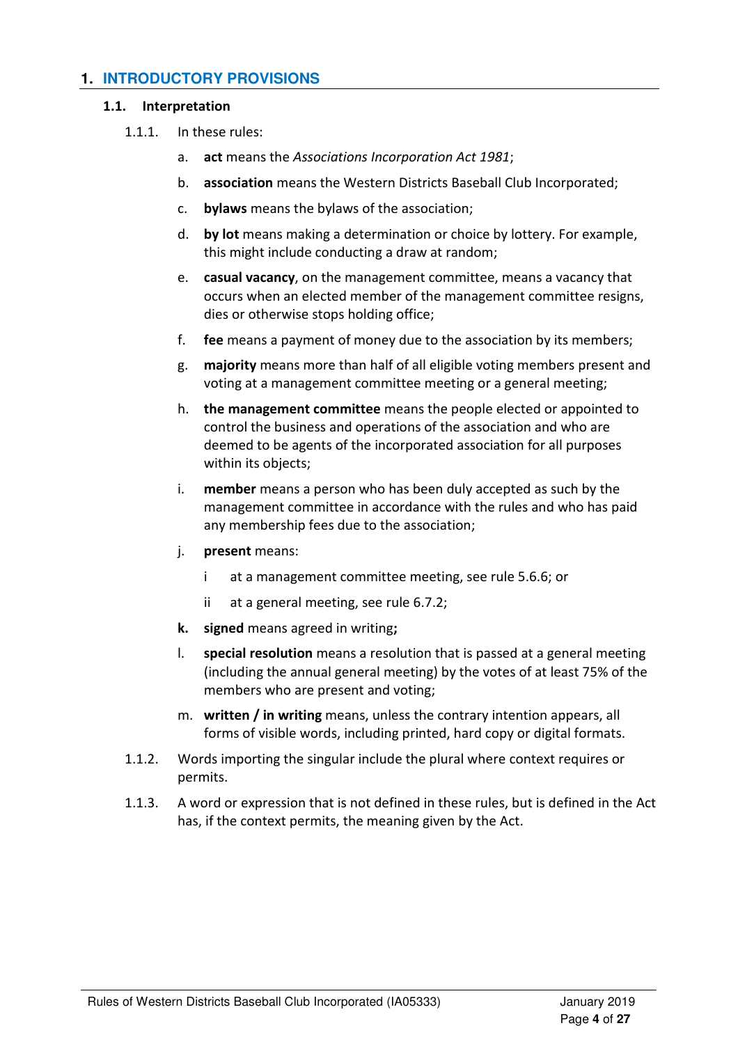# 1. INTRODUCTORY PROVISIONS

## 1.1. Interpretation

1.1.1. In these rules:

a. **act** means the *Associations Incorporation Act 1981*;

b. **association** means the Western Districts Baseball Club Incorporated;

c. **bylaws** means the bylaws of the association;

d. **by lot** means making a determination or choice by lottery. For example, this might include conducting a draw at random;

e. **casual vacancy**, on the management committee, means a vacancy that occurs when an elected member of the management committee resigns, dies or otherwise stops holding office;

f. **fee** means a payment of money due to the association by its members;

g. **majority** means more than half of all eligible voting members present and voting at a management committee meeting or a general meeting;

h. **the management committee** means the people elected or appointed to control the business and operations of the association and who are deemed to be agents of the incorporated association for all purposes within its objects;

i. **member** means a person who has been duly accepted as such by the management committee in accordance with the rules and who has paid any membership fees due to the association;

j. **present** means:

   i at a management committee meeting, see rule 5.6.6; or

   ii at a general meeting, see rule 6.7.2;

**k.** **signed** means agreed in writing**;**

l. **special resolution** means a resolution that is passed at a general meeting (including the annual general meeting) by the votes of at least 75% of the members who are present and voting;

m. **written / in writing** means, unless the contrary intention appears, all forms of visible words, including printed, hard copy or digital formats.

1.1.2. Words importing the singular include the plural where context requires or permits.

1.1.3. A word or expression that is not defined in these rules, but is defined in the Act has, if the context permits, the meaning given by the Act.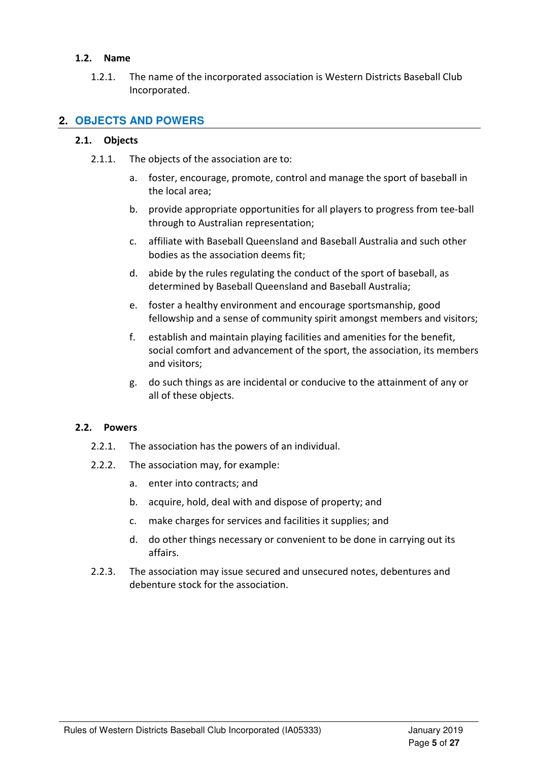### 1.2. Name

1.2.1. The name of the incorporated association is Western Districts Baseball Club Incorporated.

## 2. OBJECTS AND POWERS

### 2.1. Objects

2.1.1. The objects of the association are to:

a. foster, encourage, promote, control and manage the sport of baseball in the local area;

b. provide appropriate opportunities for all players to progress from tee-ball through to Australian representation;

c. affiliate with Baseball Queensland and Baseball Australia and such other bodies as the association deems fit;

d. abide by the rules regulating the conduct of the sport of baseball, as determined by Baseball Queensland and Baseball Australia;

e. foster a healthy environment and encourage sportsmanship, good fellowship and a sense of community spirit amongst members and visitors;

f. establish and maintain playing facilities and amenities for the benefit, social comfort and advancement of the sport, the association, its members and visitors;

g. do such things as are incidental or conducive to the attainment of any or all of these objects.

### 2.2. Powers

2.2.1. The association has the powers of an individual.

2.2.2. The association may, for example:

a. enter into contracts; and

b. acquire, hold, deal with and dispose of property; and

c. make charges for services and facilities it supplies; and

d. do other things necessary or convenient to be done in carrying out its affairs.

2.2.3. The association may issue secured and unsecured notes, debentures and debenture stock for the association.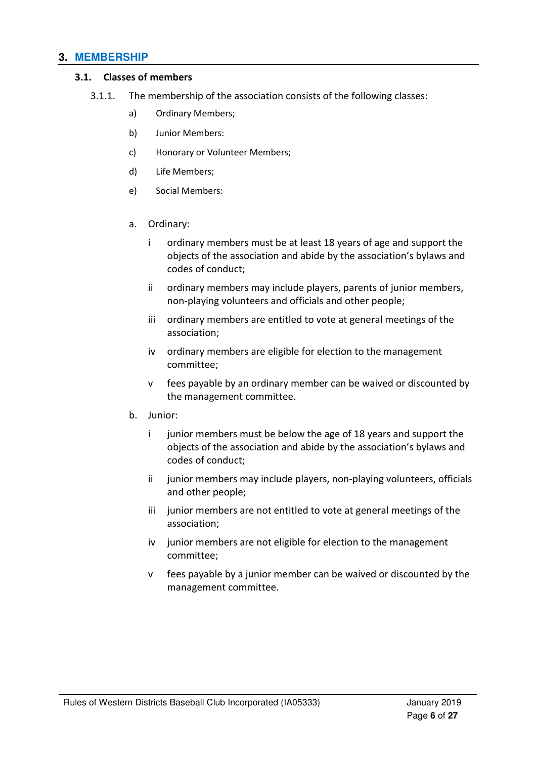# 3. MEMBERSHIP

## 3.1. Classes of members

3.1.1. The membership of the association consists of the following classes:

a) Ordinary Members;

b) Junior Members:

c) Honorary or Volunteer Members;

d) Life Members;

e) Social Members:

a. Ordinary:

- i ordinary members must be at least 18 years of age and support the objects of the association and abide by the association's bylaws and codes of conduct;
- ii ordinary members may include players, parents of junior members, non-playing volunteers and officials and other people;
- iii ordinary members are entitled to vote at general meetings of the association;
- iv ordinary members are eligible for election to the management committee;
- v fees payable by an ordinary member can be waived or discounted by the management committee.

b. Junior:

- i junior members must be below the age of 18 years and support the objects of the association and abide by the association's bylaws and codes of conduct;
- ii junior members may include players, non-playing volunteers, officials and other people;
- iii junior members are not entitled to vote at general meetings of the association;
- iv junior members are not eligible for election to the management committee;
- v fees payable by a junior member can be waived or discounted by the management committee.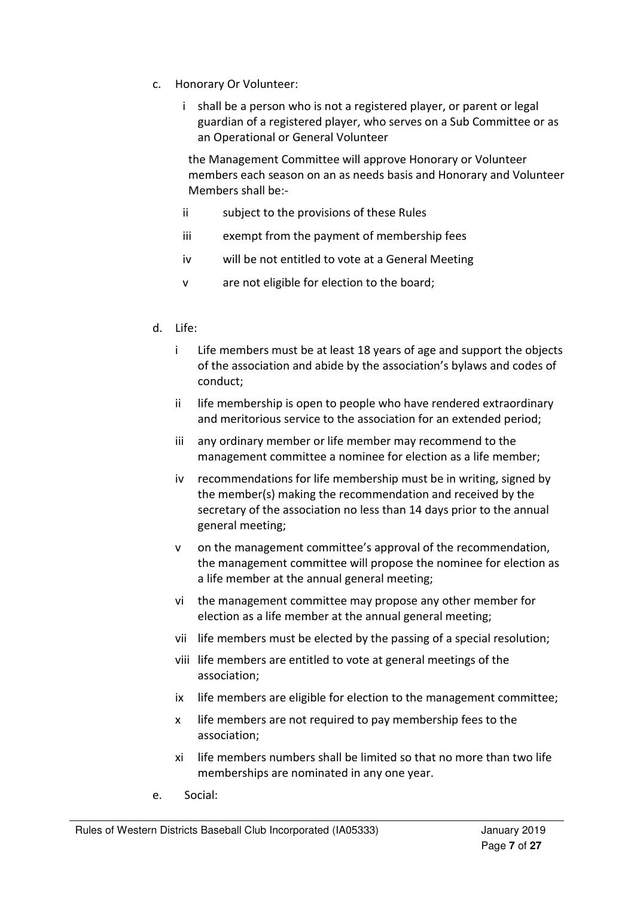c. Honorary Or Volunteer:

   i shall be a person who is not a registered player, or parent or legal guardian of a registered player, who serves on a Sub Committee or as an Operational or General Volunteer

   the Management Committee will approve Honorary or Volunteer members each season on an as needs basis and Honorary and Volunteer Members shall be:-

   ii subject to the provisions of these Rules

   iii exempt from the payment of membership fees

   iv will be not entitled to vote at a General Meeting

   v are not eligible for election to the board;

d. Life:

   i Life members must be at least 18 years of age and support the objects of the association and abide by the association's bylaws and codes of conduct;

   ii life membership is open to people who have rendered extraordinary and meritorious service to the association for an extended period;

   iii any ordinary member or life member may recommend to the management committee a nominee for election as a life member;

   iv recommendations for life membership must be in writing, signed by the member(s) making the recommendation and received by the secretary of the association no less than 14 days prior to the annual general meeting;

   v on the management committee's approval of the recommendation, the management committee will propose the nominee for election as a life member at the annual general meeting;

   vi the management committee may propose any other member for election as a life member at the annual general meeting;

   vii life members must be elected by the passing of a special resolution;

   viii life members are entitled to vote at general meetings of the association;

   ix life members are eligible for election to the management committee;

   x life members are not required to pay membership fees to the association;

   xi life members numbers shall be limited so that no more than two life memberships are nominated in any one year.

e. Social: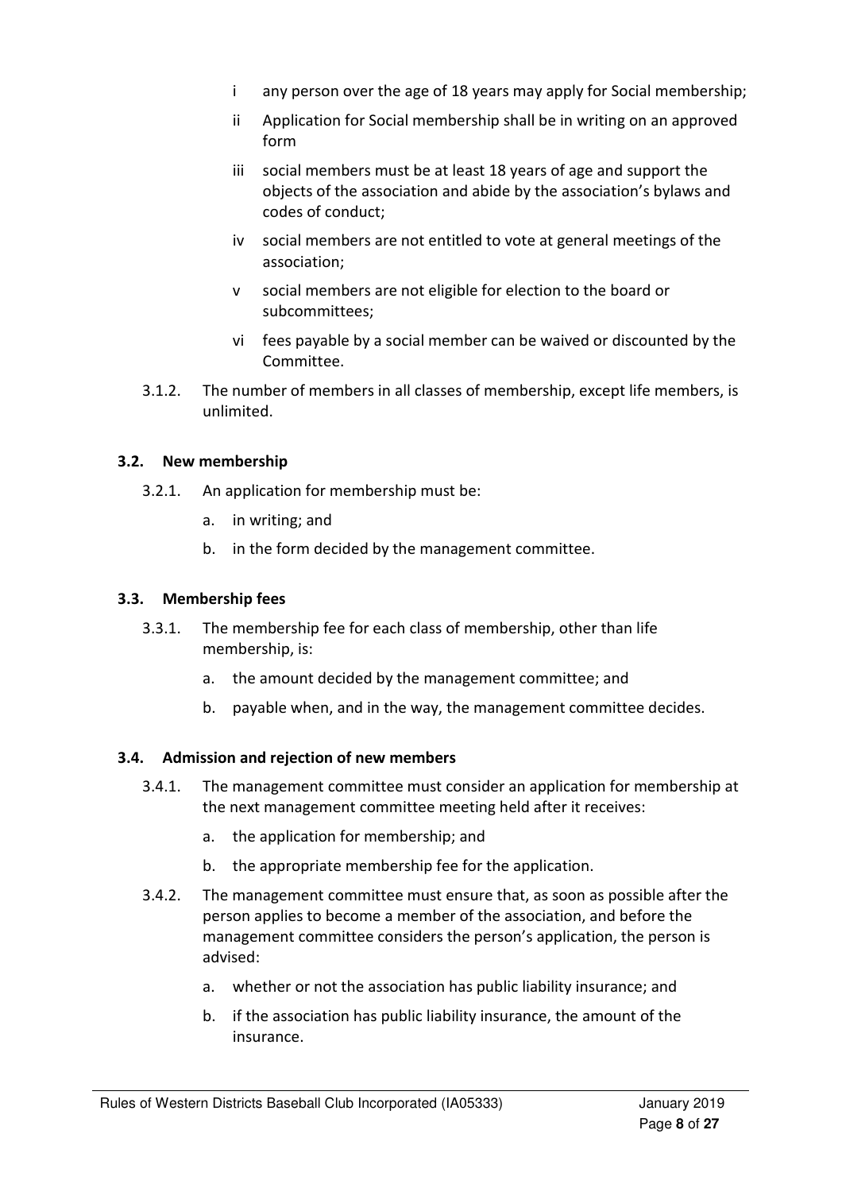i any person over the age of 18 years may apply for Social membership;

ii Application for Social membership shall be in writing on an approved form

iii social members must be at least 18 years of age and support the objects of the association and abide by the association's bylaws and codes of conduct;

iv social members are not entitled to vote at general meetings of the association;

v social members are not eligible for election to the board or subcommittees;

vi fees payable by a social member can be waived or discounted by the Committee.

3.1.2. The number of members in all classes of membership, except life members, is unlimited.

### 3.2. New membership

3.2.1. An application for membership must be:

a. in writing; and

b. in the form decided by the management committee.

### 3.3. Membership fees

3.3.1. The membership fee for each class of membership, other than life membership, is:

a. the amount decided by the management committee; and

b. payable when, and in the way, the management committee decides.

### 3.4. Admission and rejection of new members

3.4.1. The management committee must consider an application for membership at the next management committee meeting held after it receives:

a. the application for membership; and

b. the appropriate membership fee for the application.

3.4.2. The management committee must ensure that, as soon as possible after the person applies to become a member of the association, and before the management committee considers the person's application, the person is advised:

a. whether or not the association has public liability insurance; and

b. if the association has public liability insurance, the amount of the insurance.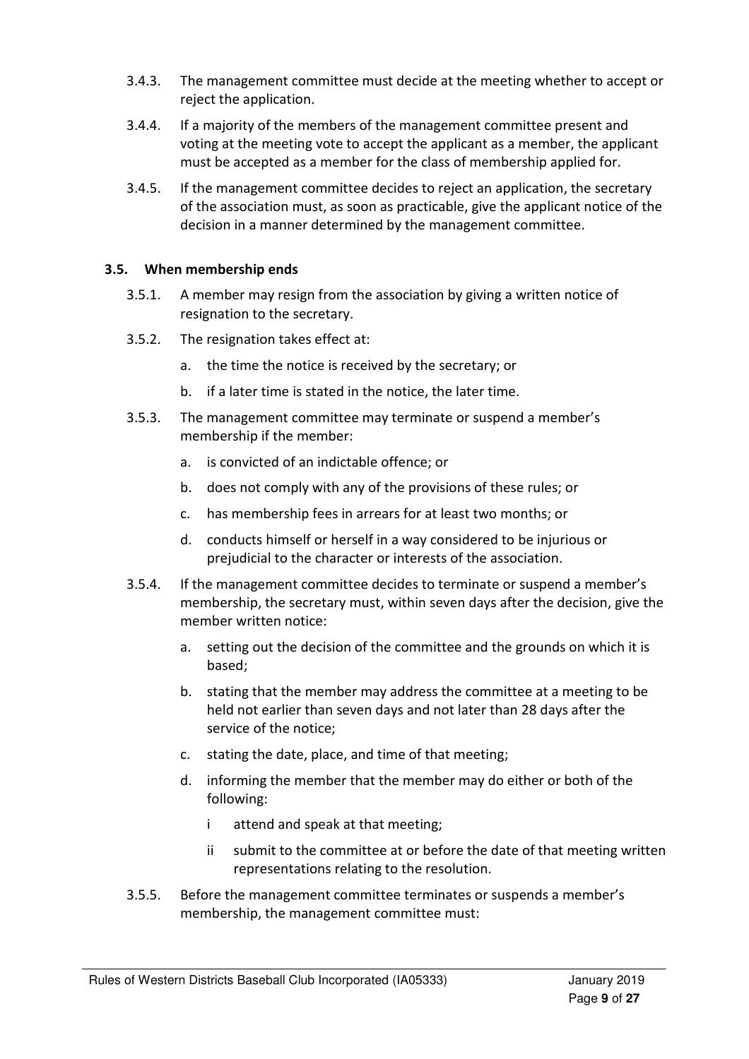3.4.3. The management committee must decide at the meeting whether to accept or reject the application.

3.4.4. If a majority of the members of the management committee present and voting at the meeting vote to accept the applicant as a member, the applicant must be accepted as a member for the class of membership applied for.

3.4.5. If the management committee decides to reject an application, the secretary of the association must, as soon as practicable, give the applicant notice of the decision in a manner determined by the management committee.

### 3.5. When membership ends

3.5.1. A member may resign from the association by giving a written notice of resignation to the secretary.

3.5.2. The resignation takes effect at:

a. the time the notice is received by the secretary; or

b. if a later time is stated in the notice, the later time.

3.5.3. The management committee may terminate or suspend a member's membership if the member:

a. is convicted of an indictable offence; or

b. does not comply with any of the provisions of these rules; or

c. has membership fees in arrears for at least two months; or

d. conducts himself or herself in a way considered to be injurious or prejudicial to the character or interests of the association.

3.5.4. If the management committee decides to terminate or suspend a member's membership, the secretary must, within seven days after the decision, give the member written notice:

a. setting out the decision of the committee and the grounds on which it is based;

b. stating that the member may address the committee at a meeting to be held not earlier than seven days and not later than 28 days after the service of the notice;

c. stating the date, place, and time of that meeting;

d. informing the member that the member may do either or both of the following:

i attend and speak at that meeting;

ii submit to the committee at or before the date of that meeting written representations relating to the resolution.

3.5.5. Before the management committee terminates or suspends a member's membership, the management committee must: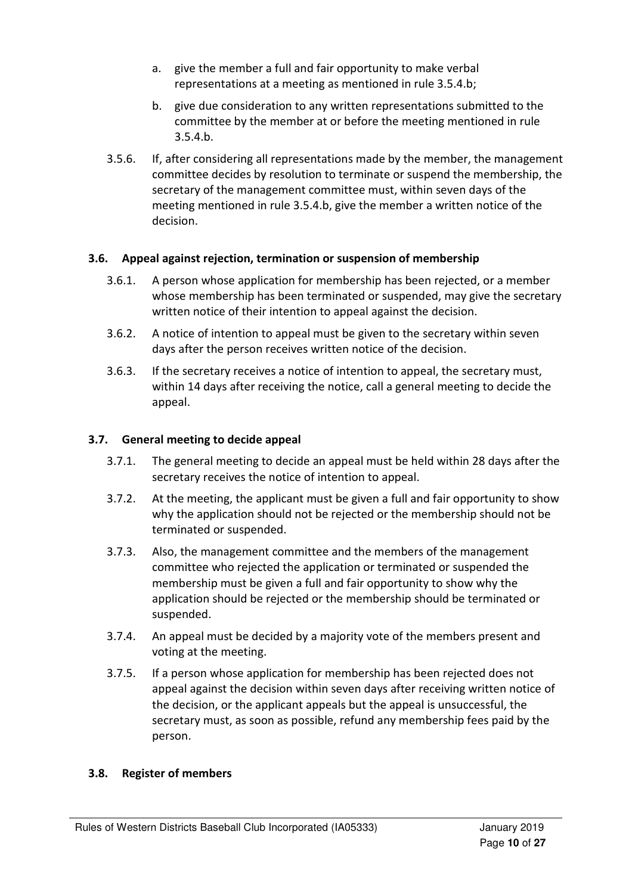a. give the member a full and fair opportunity to make verbal representations at a meeting as mentioned in rule 3.5.4.b;

b. give due consideration to any written representations submitted to the committee by the member at or before the meeting mentioned in rule 3.5.4.b.

3.5.6. If, after considering all representations made by the member, the management committee decides by resolution to terminate or suspend the membership, the secretary of the management committee must, within seven days of the meeting mentioned in rule 3.5.4.b, give the member a written notice of the decision.

### 3.6. Appeal against rejection, termination or suspension of membership

3.6.1. A person whose application for membership has been rejected, or a member whose membership has been terminated or suspended, may give the secretary written notice of their intention to appeal against the decision.

3.6.2. A notice of intention to appeal must be given to the secretary within seven days after the person receives written notice of the decision.

3.6.3. If the secretary receives a notice of intention to appeal, the secretary must, within 14 days after receiving the notice, call a general meeting to decide the appeal.

### 3.7. General meeting to decide appeal

3.7.1. The general meeting to decide an appeal must be held within 28 days after the secretary receives the notice of intention to appeal.

3.7.2. At the meeting, the applicant must be given a full and fair opportunity to show why the application should not be rejected or the membership should not be terminated or suspended.

3.7.3. Also, the management committee and the members of the management committee who rejected the application or terminated or suspended the membership must be given a full and fair opportunity to show why the application should be rejected or the membership should be terminated or suspended.

3.7.4. An appeal must be decided by a majority vote of the members present and voting at the meeting.

3.7.5. If a person whose application for membership has been rejected does not appeal against the decision within seven days after receiving written notice of the decision, or the applicant appeals but the appeal is unsuccessful, the secretary must, as soon as possible, refund any membership fees paid by the person.

### 3.8. Register of members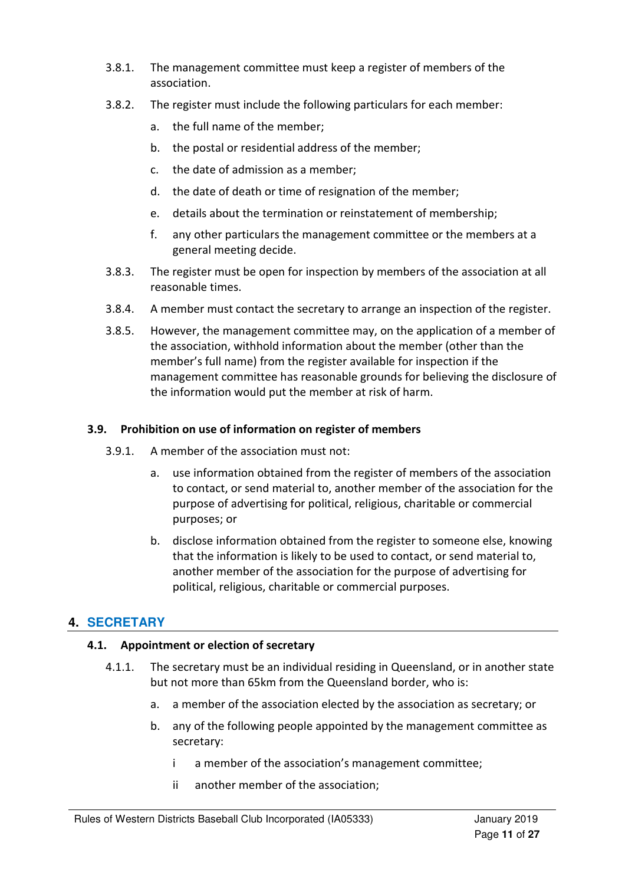3.8.1. The management committee must keep a register of members of the association.

3.8.2. The register must include the following particulars for each member:

a. the full name of the member;

b. the postal or residential address of the member;

c. the date of admission as a member;

d. the date of death or time of resignation of the member;

e. details about the termination or reinstatement of membership;

f. any other particulars the management committee or the members at a general meeting decide.

3.8.3. The register must be open for inspection by members of the association at all reasonable times.

3.8.4. A member must contact the secretary to arrange an inspection of the register.

3.8.5. However, the management committee may, on the application of a member of the association, withhold information about the member (other than the member's full name) from the register available for inspection if the management committee has reasonable grounds for believing the disclosure of the information would put the member at risk of harm.

### 3.9. Prohibition on use of information on register of members

3.9.1. A member of the association must not:

a. use information obtained from the register of members of the association to contact, or send material to, another member of the association for the purpose of advertising for political, religious, charitable or commercial purposes; or

b. disclose information obtained from the register to someone else, knowing that the information is likely to be used to contact, or send material to, another member of the association for the purpose of advertising for political, religious, charitable or commercial purposes.

## 4. SECRETARY

### 4.1. Appointment or election of secretary

4.1.1. The secretary must be an individual residing in Queensland, or in another state but not more than 65km from the Queensland border, who is:

a. a member of the association elected by the association as secretary; or

b. any of the following people appointed by the management committee as secretary:

i a member of the association's management committee;

ii another member of the association;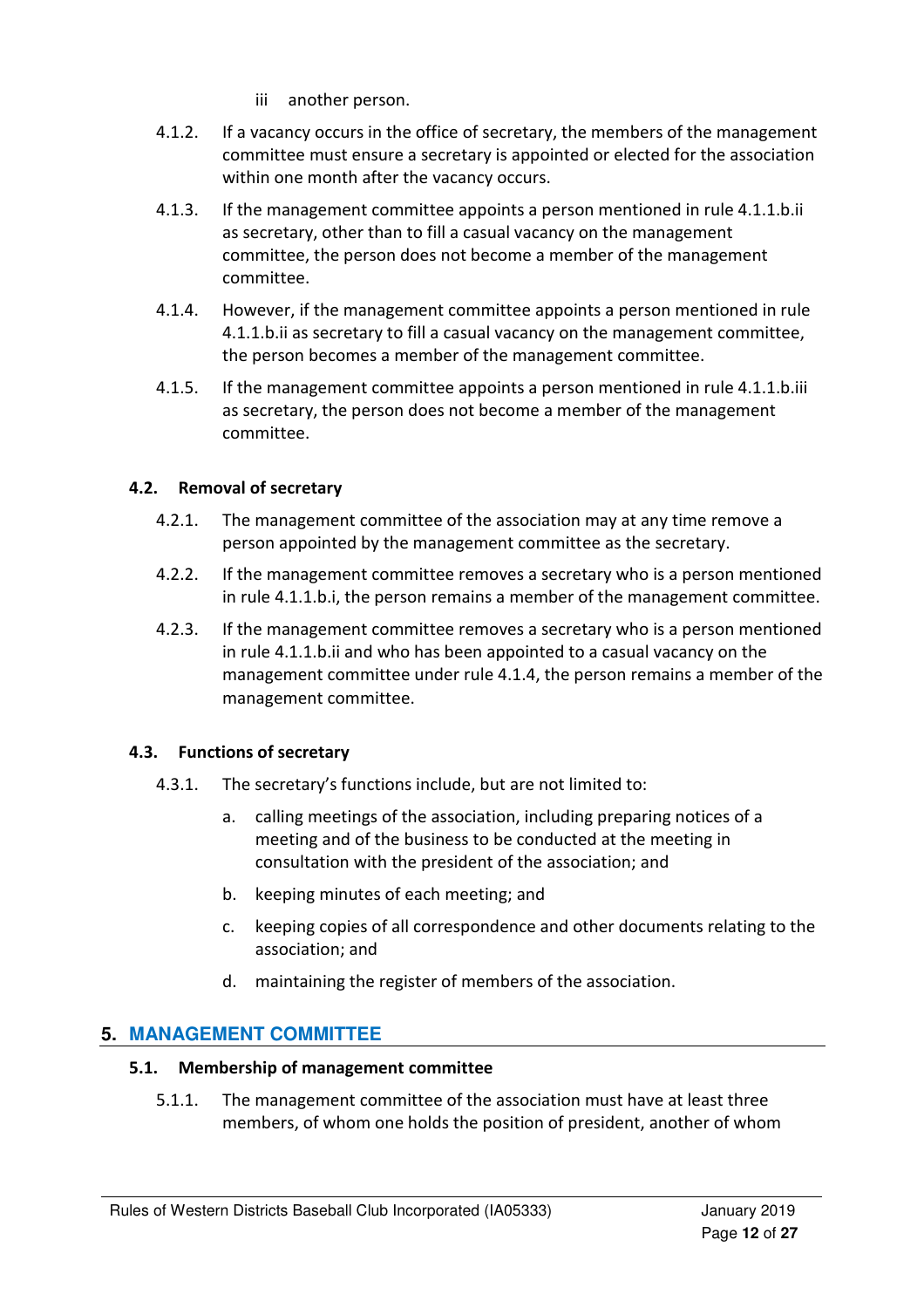iii another person.

4.1.2. If a vacancy occurs in the office of secretary, the members of the management committee must ensure a secretary is appointed or elected for the association within one month after the vacancy occurs.

4.1.3. If the management committee appoints a person mentioned in rule 4.1.1.b.ii as secretary, other than to fill a casual vacancy on the management committee, the person does not become a member of the management committee.

4.1.4. However, if the management committee appoints a person mentioned in rule 4.1.1.b.ii as secretary to fill a casual vacancy on the management committee, the person becomes a member of the management committee.

4.1.5. If the management committee appoints a person mentioned in rule 4.1.1.b.iii as secretary, the person does not become a member of the management committee.

### 4.2. Removal of secretary

4.2.1. The management committee of the association may at any time remove a person appointed by the management committee as the secretary.

4.2.2. If the management committee removes a secretary who is a person mentioned in rule 4.1.1.b.i, the person remains a member of the management committee.

4.2.3. If the management committee removes a secretary who is a person mentioned in rule 4.1.1.b.ii and who has been appointed to a casual vacancy on the management committee under rule 4.1.4, the person remains a member of the management committee.

### 4.3. Functions of secretary

4.3.1. The secretary's functions include, but are not limited to:

a. calling meetings of the association, including preparing notices of a meeting and of the business to be conducted at the meeting in consultation with the president of the association; and

b. keeping minutes of each meeting; and

c. keeping copies of all correspondence and other documents relating to the association; and

d. maintaining the register of members of the association.

## 5. MANAGEMENT COMMITTEE

### 5.1. Membership of management committee

5.1.1. The management committee of the association must have at least three members, of whom one holds the position of president, another of whom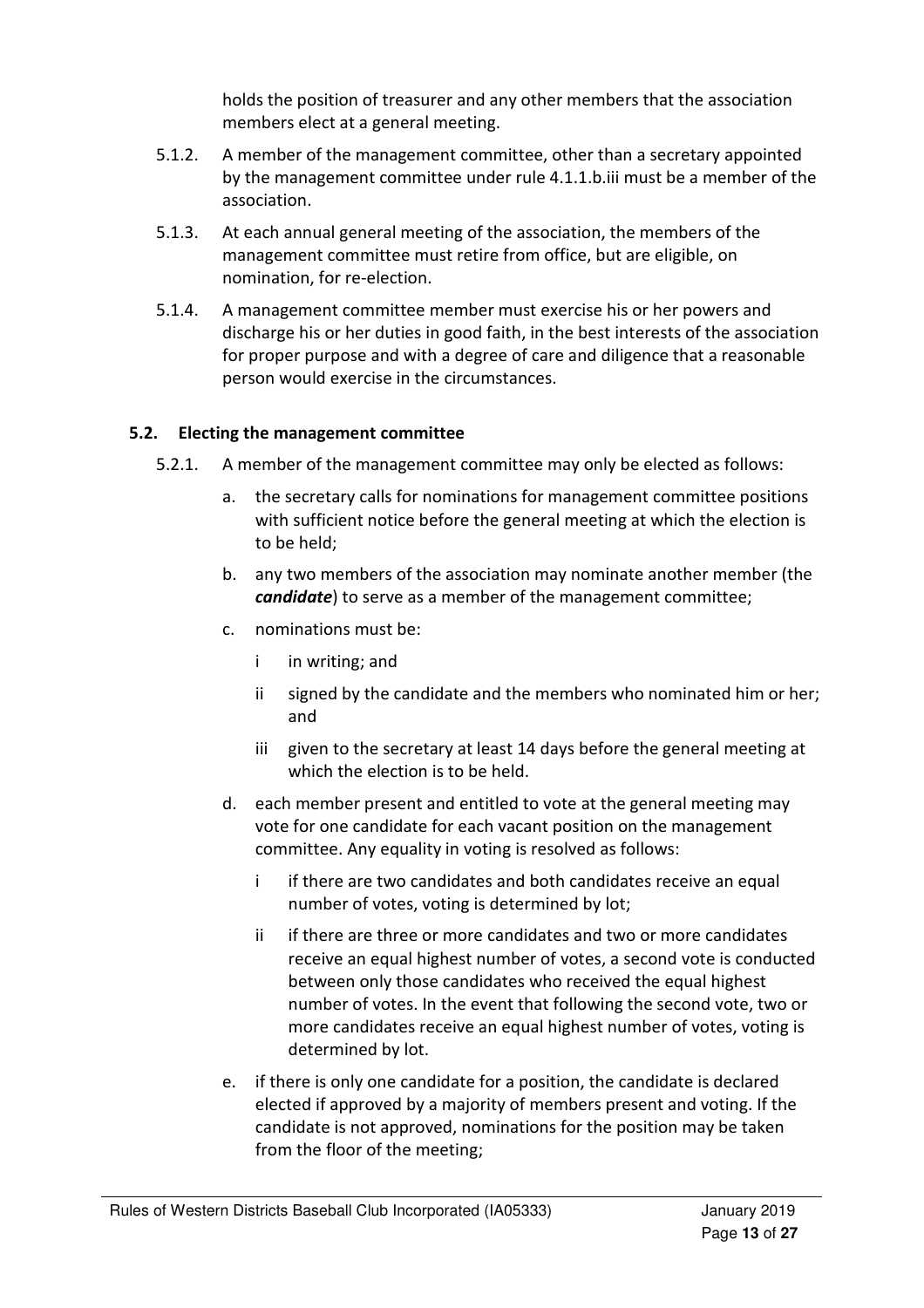holds the position of treasurer and any other members that the association members elect at a general meeting.

5.1.2. A member of the management committee, other than a secretary appointed by the management committee under rule 4.1.1.b.iii must be a member of the association.

5.1.3. At each annual general meeting of the association, the members of the management committee must retire from office, but are eligible, on nomination, for re-election.

5.1.4. A management committee member must exercise his or her powers and discharge his or her duties in good faith, in the best interests of the association for proper purpose and with a degree of care and diligence that a reasonable person would exercise in the circumstances.

### 5.2. Electing the management committee

5.2.1. A member of the management committee may only be elected as follows:

a. the secretary calls for nominations for management committee positions with sufficient notice before the general meeting at which the election is to be held;

b. any two members of the association may nominate another member (the ***candidate***) to serve as a member of the management committee;

c. nominations must be:

   i in writing; and

   ii signed by the candidate and the members who nominated him or her; and

   iii given to the secretary at least 14 days before the general meeting at which the election is to be held.

d. each member present and entitled to vote at the general meeting may vote for one candidate for each vacant position on the management committee. Any equality in voting is resolved as follows:

   i if there are two candidates and both candidates receive an equal number of votes, voting is determined by lot;

   ii if there are three or more candidates and two or more candidates receive an equal highest number of votes, a second vote is conducted between only those candidates who received the equal highest number of votes. In the event that following the second vote, two or more candidates receive an equal highest number of votes, voting is determined by lot.

e. if there is only one candidate for a position, the candidate is declared elected if approved by a majority of members present and voting. If the candidate is not approved, nominations for the position may be taken from the floor of the meeting;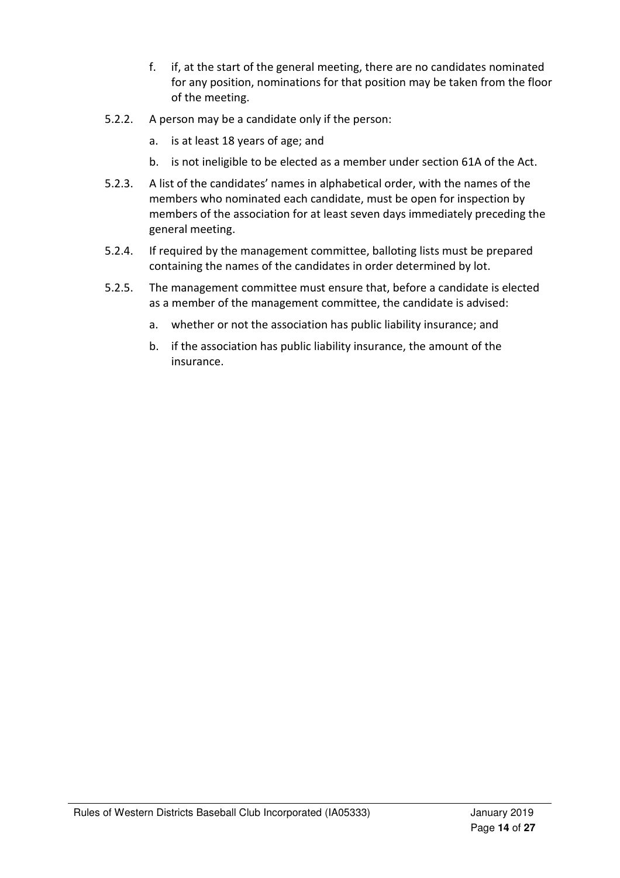f. if, at the start of the general meeting, there are no candidates nominated for any position, nominations for that position may be taken from the floor of the meeting.

5.2.2. A person may be a candidate only if the person:

a. is at least 18 years of age; and

b. is not ineligible to be elected as a member under section 61A of the Act.

5.2.3. A list of the candidates' names in alphabetical order, with the names of the members who nominated each candidate, must be open for inspection by members of the association for at least seven days immediately preceding the general meeting.

5.2.4. If required by the management committee, balloting lists must be prepared containing the names of the candidates in order determined by lot.

5.2.5. The management committee must ensure that, before a candidate is elected as a member of the management committee, the candidate is advised:

a. whether or not the association has public liability insurance; and

b. if the association has public liability insurance, the amount of the insurance.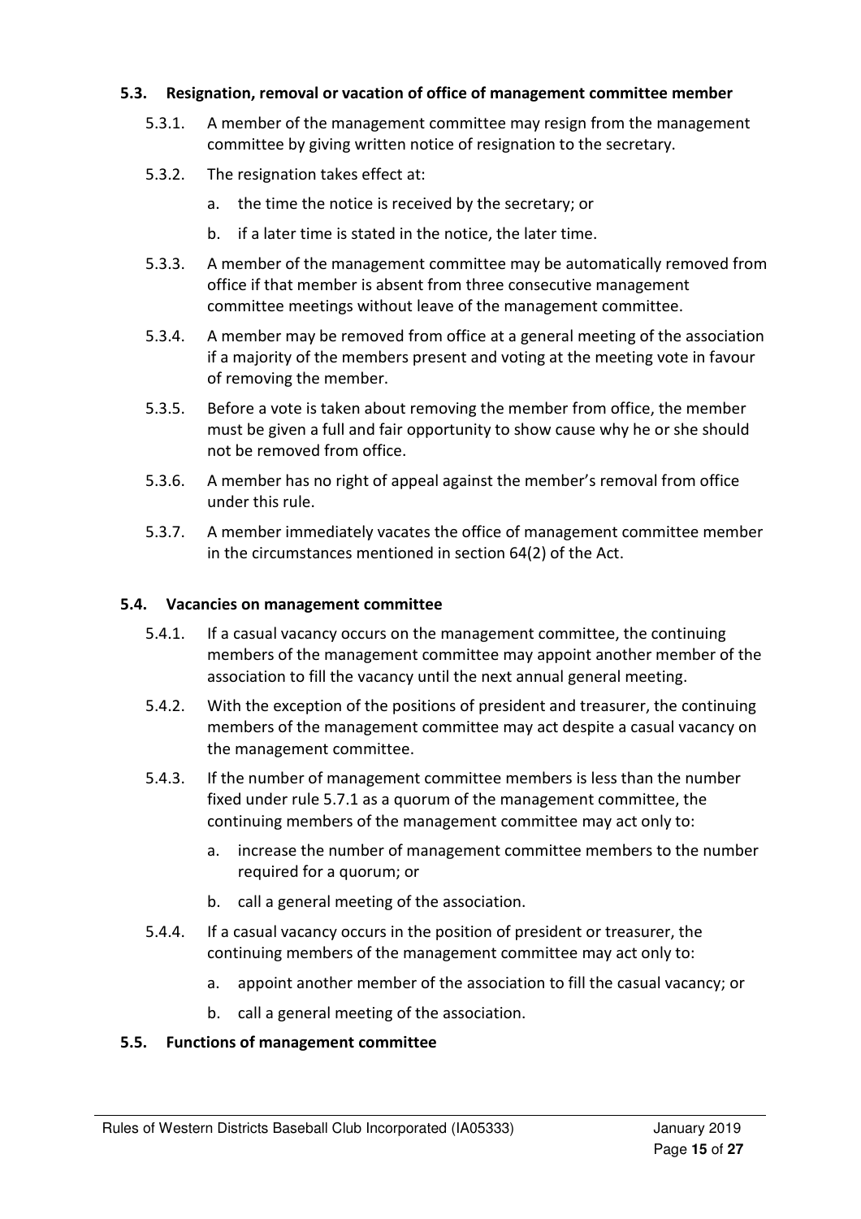### 5.3. Resignation, removal or vacation of office of management committee member

5.3.1. A member of the management committee may resign from the management committee by giving written notice of resignation to the secretary.

5.3.2. The resignation takes effect at:

a. the time the notice is received by the secretary; or

b. if a later time is stated in the notice, the later time.

5.3.3. A member of the management committee may be automatically removed from office if that member is absent from three consecutive management committee meetings without leave of the management committee.

5.3.4. A member may be removed from office at a general meeting of the association if a majority of the members present and voting at the meeting vote in favour of removing the member.

5.3.5. Before a vote is taken about removing the member from office, the member must be given a full and fair opportunity to show cause why he or she should not be removed from office.

5.3.6. A member has no right of appeal against the member's removal from office under this rule.

5.3.7. A member immediately vacates the office of management committee member in the circumstances mentioned in section 64(2) of the Act.

### 5.4. Vacancies on management committee

5.4.1. If a casual vacancy occurs on the management committee, the continuing members of the management committee may appoint another member of the association to fill the vacancy until the next annual general meeting.

5.4.2. With the exception of the positions of president and treasurer, the continuing members of the management committee may act despite a casual vacancy on the management committee.

5.4.3. If the number of management committee members is less than the number fixed under rule 5.7.1 as a quorum of the management committee, the continuing members of the management committee may act only to:

a. increase the number of management committee members to the number required for a quorum; or

b. call a general meeting of the association.

5.4.4. If a casual vacancy occurs in the position of president or treasurer, the continuing members of the management committee may act only to:

a. appoint another member of the association to fill the casual vacancy; or

b. call a general meeting of the association.

### 5.5. Functions of management committee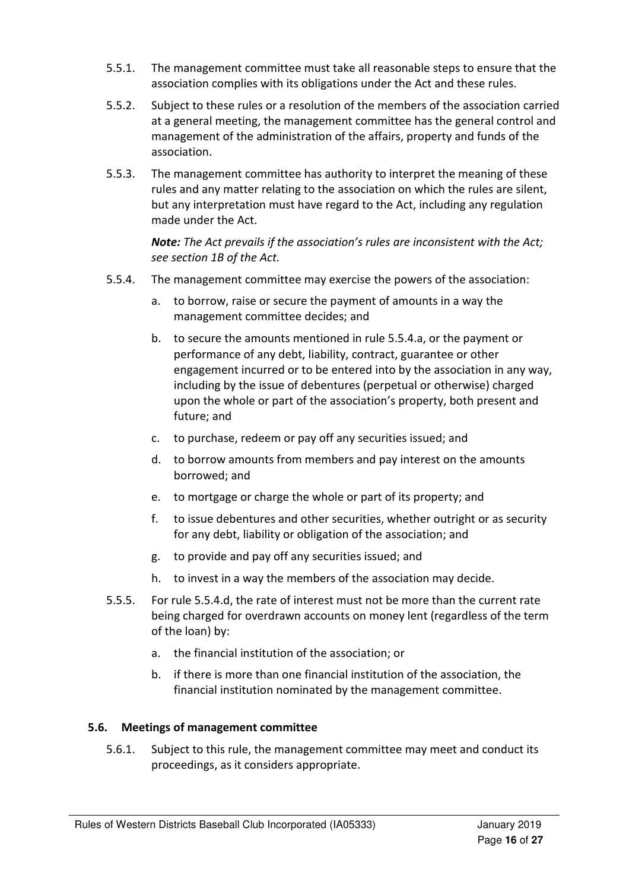5.5.1. The management committee must take all reasonable steps to ensure that the association complies with its obligations under the Act and these rules.

5.5.2. Subject to these rules or a resolution of the members of the association carried at a general meeting, the management committee has the general control and management of the administration of the affairs, property and funds of the association.

5.5.3. The management committee has authority to interpret the meaning of these rules and any matter relating to the association on which the rules are silent, but any interpretation must have regard to the Act, including any regulation made under the Act.

***Note:*** *The Act prevails if the association's rules are inconsistent with the Act; see section 1B of the Act.*

5.5.4. The management committee may exercise the powers of the association:

a. to borrow, raise or secure the payment of amounts in a way the management committee decides; and

b. to secure the amounts mentioned in rule 5.5.4.a, or the payment or performance of any debt, liability, contract, guarantee or other engagement incurred or to be entered into by the association in any way, including by the issue of debentures (perpetual or otherwise) charged upon the whole or part of the association's property, both present and future; and

c. to purchase, redeem or pay off any securities issued; and

d. to borrow amounts from members and pay interest on the amounts borrowed; and

e. to mortgage or charge the whole or part of its property; and

f. to issue debentures and other securities, whether outright or as security for any debt, liability or obligation of the association; and

g. to provide and pay off any securities issued; and

h. to invest in a way the members of the association may decide.

5.5.5. For rule 5.5.4.d, the rate of interest must not be more than the current rate being charged for overdrawn accounts on money lent (regardless of the term of the loan) by:

a. the financial institution of the association; or

b. if there is more than one financial institution of the association, the financial institution nominated by the management committee.

### 5.6. Meetings of management committee

5.6.1. Subject to this rule, the management committee may meet and conduct its proceedings, as it considers appropriate.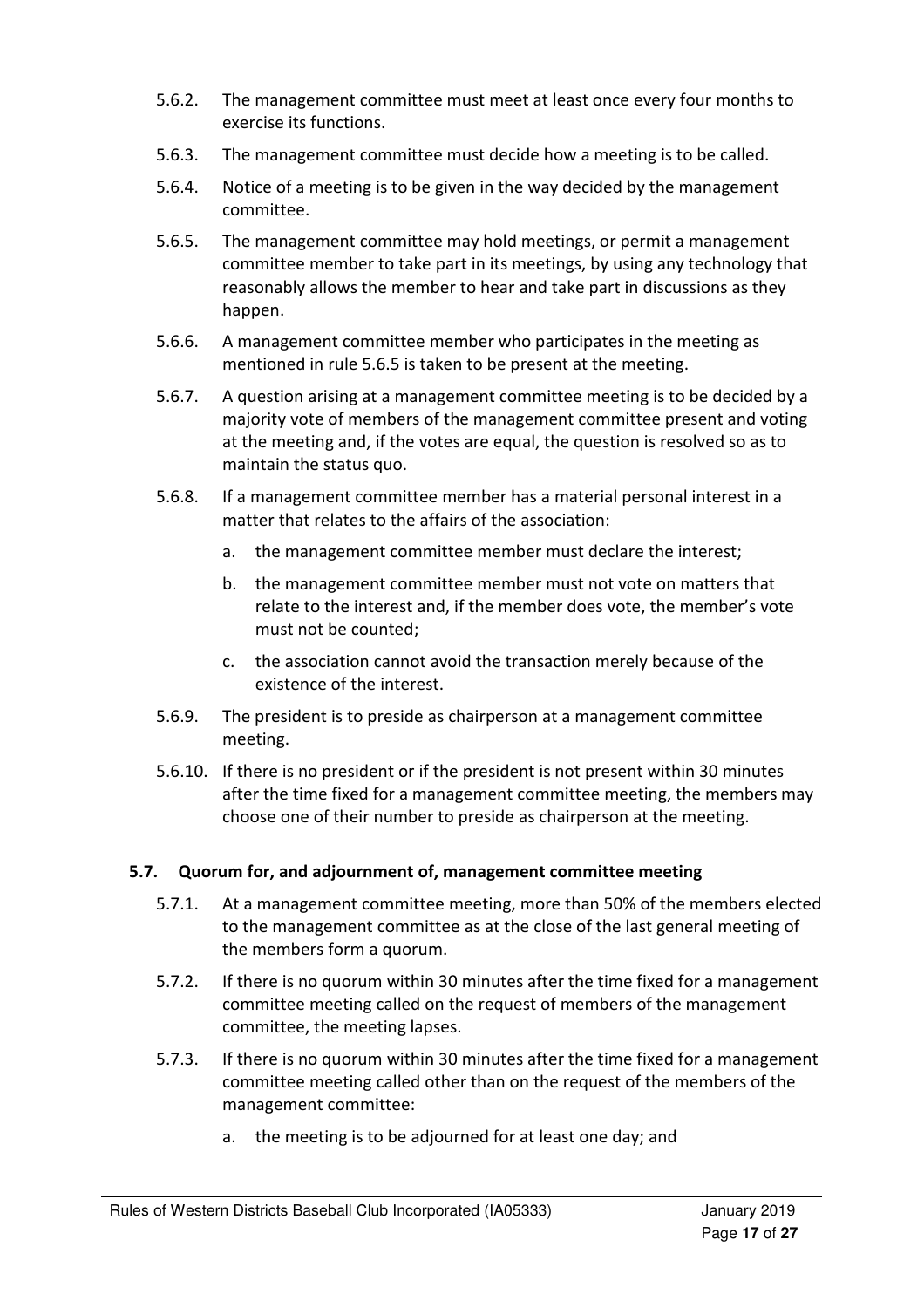5.6.2. The management committee must meet at least once every four months to exercise its functions.

5.6.3. The management committee must decide how a meeting is to be called.

5.6.4. Notice of a meeting is to be given in the way decided by the management committee.

5.6.5. The management committee may hold meetings, or permit a management committee member to take part in its meetings, by using any technology that reasonably allows the member to hear and take part in discussions as they happen.

5.6.6. A management committee member who participates in the meeting as mentioned in rule 5.6.5 is taken to be present at the meeting.

5.6.7. A question arising at a management committee meeting is to be decided by a majority vote of members of the management committee present and voting at the meeting and, if the votes are equal, the question is resolved so as to maintain the status quo.

5.6.8. If a management committee member has a material personal interest in a matter that relates to the affairs of the association:

a. the management committee member must declare the interest;

b. the management committee member must not vote on matters that relate to the interest and, if the member does vote, the member's vote must not be counted;

c. the association cannot avoid the transaction merely because of the existence of the interest.

5.6.9. The president is to preside as chairperson at a management committee meeting.

5.6.10. If there is no president or if the president is not present within 30 minutes after the time fixed for a management committee meeting, the members may choose one of their number to preside as chairperson at the meeting.

### 5.7. Quorum for, and adjournment of, management committee meeting

5.7.1. At a management committee meeting, more than 50% of the members elected to the management committee as at the close of the last general meeting of the members form a quorum.

5.7.2. If there is no quorum within 30 minutes after the time fixed for a management committee meeting called on the request of members of the management committee, the meeting lapses.

5.7.3. If there is no quorum within 30 minutes after the time fixed for a management committee meeting called other than on the request of the members of the management committee:

a. the meeting is to be adjourned for at least one day; and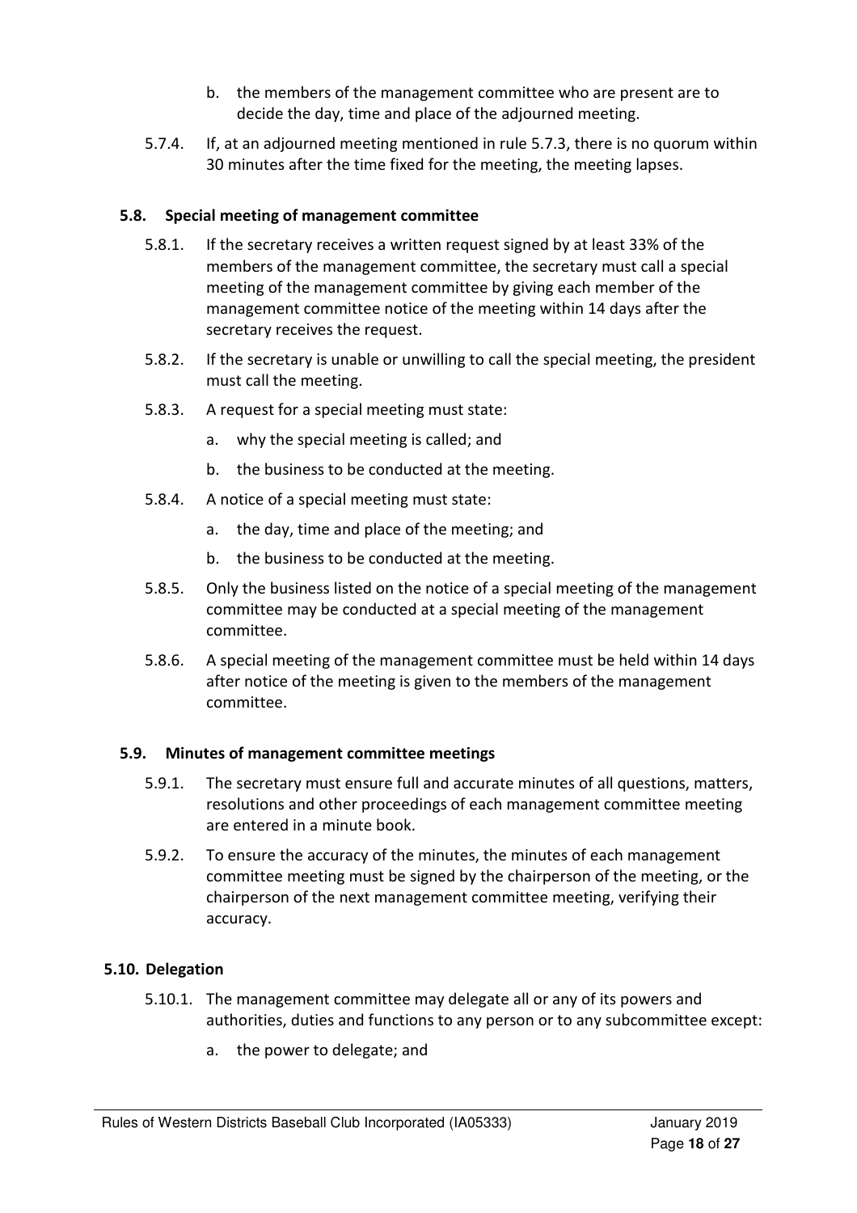b. the members of the management committee who are present are to decide the day, time and place of the adjourned meeting.

5.7.4. If, at an adjourned meeting mentioned in rule 5.7.3, there is no quorum within 30 minutes after the time fixed for the meeting, the meeting lapses.

### 5.8. Special meeting of management committee

5.8.1. If the secretary receives a written request signed by at least 33% of the members of the management committee, the secretary must call a special meeting of the management committee by giving each member of the management committee notice of the meeting within 14 days after the secretary receives the request.

5.8.2. If the secretary is unable or unwilling to call the special meeting, the president must call the meeting.

5.8.3. A request for a special meeting must state:

a. why the special meeting is called; and

b. the business to be conducted at the meeting.

5.8.4. A notice of a special meeting must state:

a. the day, time and place of the meeting; and

b. the business to be conducted at the meeting.

5.8.5. Only the business listed on the notice of a special meeting of the management committee may be conducted at a special meeting of the management committee.

5.8.6. A special meeting of the management committee must be held within 14 days after notice of the meeting is given to the members of the management committee.

### 5.9. Minutes of management committee meetings

5.9.1. The secretary must ensure full and accurate minutes of all questions, matters, resolutions and other proceedings of each management committee meeting are entered in a minute book.

5.9.2. To ensure the accuracy of the minutes, the minutes of each management committee meeting must be signed by the chairperson of the meeting, or the chairperson of the next management committee meeting, verifying their accuracy.

### 5.10. Delegation

5.10.1. The management committee may delegate all or any of its powers and authorities, duties and functions to any person or to any subcommittee except:

a. the power to delegate; and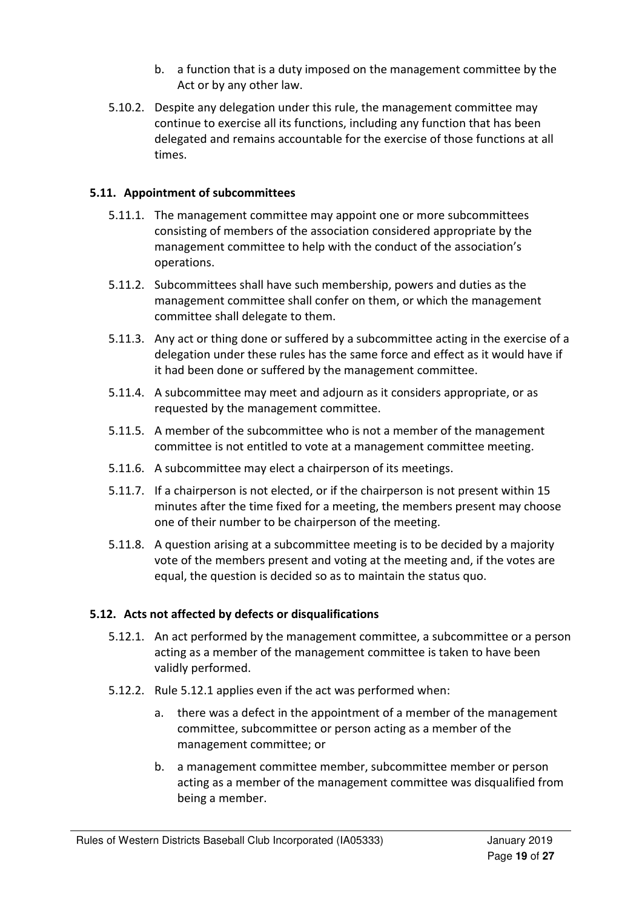b. a function that is a duty imposed on the management committee by the Act or by any other law.

5.10.2. Despite any delegation under this rule, the management committee may continue to exercise all its functions, including any function that has been delegated and remains accountable for the exercise of those functions at all times.

### 5.11. Appointment of subcommittees

5.11.1. The management committee may appoint one or more subcommittees consisting of members of the association considered appropriate by the management committee to help with the conduct of the association's operations.

5.11.2. Subcommittees shall have such membership, powers and duties as the management committee shall confer on them, or which the management committee shall delegate to them.

5.11.3. Any act or thing done or suffered by a subcommittee acting in the exercise of a delegation under these rules has the same force and effect as it would have if it had been done or suffered by the management committee.

5.11.4. A subcommittee may meet and adjourn as it considers appropriate, or as requested by the management committee.

5.11.5. A member of the subcommittee who is not a member of the management committee is not entitled to vote at a management committee meeting.

5.11.6. A subcommittee may elect a chairperson of its meetings.

5.11.7. If a chairperson is not elected, or if the chairperson is not present within 15 minutes after the time fixed for a meeting, the members present may choose one of their number to be chairperson of the meeting.

5.11.8. A question arising at a subcommittee meeting is to be decided by a majority vote of the members present and voting at the meeting and, if the votes are equal, the question is decided so as to maintain the status quo.

### 5.12. Acts not affected by defects or disqualifications

5.12.1. An act performed by the management committee, a subcommittee or a person acting as a member of the management committee is taken to have been validly performed.

5.12.2. Rule 5.12.1 applies even if the act was performed when:

a. there was a defect in the appointment of a member of the management committee, subcommittee or person acting as a member of the management committee; or

b. a management committee member, subcommittee member or person acting as a member of the management committee was disqualified from being a member.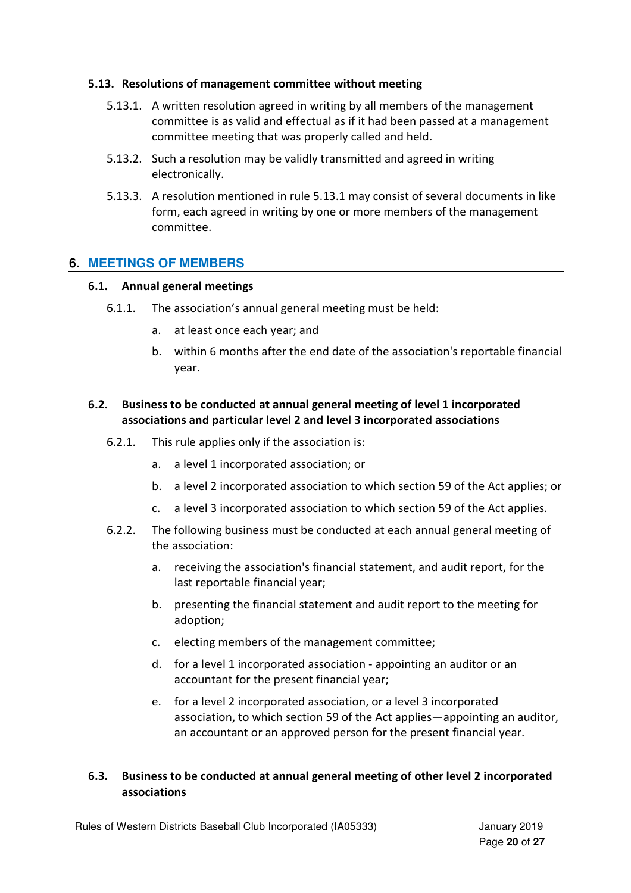### 5.13. Resolutions of management committee without meeting

5.13.1. A written resolution agreed in writing by all members of the management committee is as valid and effectual as if it had been passed at a management committee meeting that was properly called and held.

5.13.2. Such a resolution may be validly transmitted and agreed in writing electronically.

5.13.3. A resolution mentioned in rule 5.13.1 may consist of several documents in like form, each agreed in writing by one or more members of the management committee.

## 6. MEETINGS OF MEMBERS

### 6.1. Annual general meetings

6.1.1. The association's annual general meeting must be held:

a. at least once each year; and

b. within 6 months after the end date of the association's reportable financial year.

### 6.2. Business to be conducted at annual general meeting of level 1 incorporated associations and particular level 2 and level 3 incorporated associations

6.2.1. This rule applies only if the association is:

a. a level 1 incorporated association; or

b. a level 2 incorporated association to which section 59 of the Act applies; or

c. a level 3 incorporated association to which section 59 of the Act applies.

6.2.2. The following business must be conducted at each annual general meeting of the association:

a. receiving the association's financial statement, and audit report, for the last reportable financial year;

b. presenting the financial statement and audit report to the meeting for adoption;

c. electing members of the management committee;

d. for a level 1 incorporated association - appointing an auditor or an accountant for the present financial year;

e. for a level 2 incorporated association, or a level 3 incorporated association, to which section 59 of the Act applies—appointing an auditor, an accountant or an approved person for the present financial year.

### 6.3. Business to be conducted at annual general meeting of other level 2 incorporated associations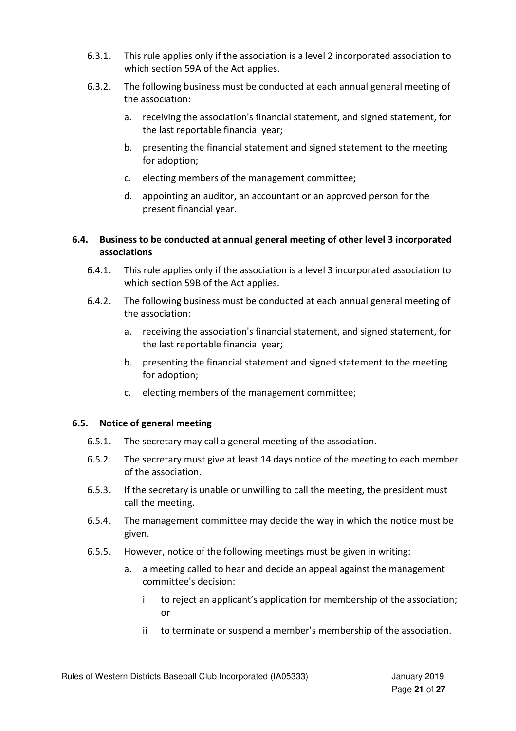6.3.1. This rule applies only if the association is a level 2 incorporated association to which section 59A of the Act applies.

6.3.2. The following business must be conducted at each annual general meeting of the association:

a. receiving the association's financial statement, and signed statement, for the last reportable financial year;

b. presenting the financial statement and signed statement to the meeting for adoption;

c. electing members of the management committee;

d. appointing an auditor, an accountant or an approved person for the present financial year.

### 6.4. Business to be conducted at annual general meeting of other level 3 incorporated associations

6.4.1. This rule applies only if the association is a level 3 incorporated association to which section 59B of the Act applies.

6.4.2. The following business must be conducted at each annual general meeting of the association:

a. receiving the association's financial statement, and signed statement, for the last reportable financial year;

b. presenting the financial statement and signed statement to the meeting for adoption;

c. electing members of the management committee;

### 6.5. Notice of general meeting

6.5.1. The secretary may call a general meeting of the association.

6.5.2. The secretary must give at least 14 days notice of the meeting to each member of the association.

6.5.3. If the secretary is unable or unwilling to call the meeting, the president must call the meeting.

6.5.4. The management committee may decide the way in which the notice must be given.

6.5.5. However, notice of the following meetings must be given in writing:

a. a meeting called to hear and decide an appeal against the management committee's decision:

i to reject an applicant's application for membership of the association; or

ii to terminate or suspend a member's membership of the association.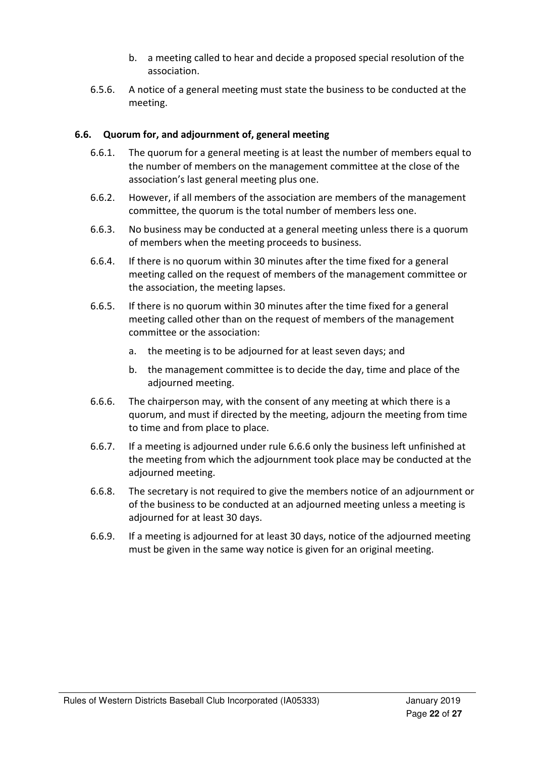b. a meeting called to hear and decide a proposed special resolution of the association.

6.5.6. A notice of a general meeting must state the business to be conducted at the meeting.

### 6.6. Quorum for, and adjournment of, general meeting

6.6.1. The quorum for a general meeting is at least the number of members equal to the number of members on the management committee at the close of the association's last general meeting plus one.

6.6.2. However, if all members of the association are members of the management committee, the quorum is the total number of members less one.

6.6.3. No business may be conducted at a general meeting unless there is a quorum of members when the meeting proceeds to business.

6.6.4. If there is no quorum within 30 minutes after the time fixed for a general meeting called on the request of members of the management committee or the association, the meeting lapses.

6.6.5. If there is no quorum within 30 minutes after the time fixed for a general meeting called other than on the request of members of the management committee or the association:

a. the meeting is to be adjourned for at least seven days; and

b. the management committee is to decide the day, time and place of the adjourned meeting.

6.6.6. The chairperson may, with the consent of any meeting at which there is a quorum, and must if directed by the meeting, adjourn the meeting from time to time and from place to place.

6.6.7. If a meeting is adjourned under rule 6.6.6 only the business left unfinished at the meeting from which the adjournment took place may be conducted at the adjourned meeting.

6.6.8. The secretary is not required to give the members notice of an adjournment or of the business to be conducted at an adjourned meeting unless a meeting is adjourned for at least 30 days.

6.6.9. If a meeting is adjourned for at least 30 days, notice of the adjourned meeting must be given in the same way notice is given for an original meeting.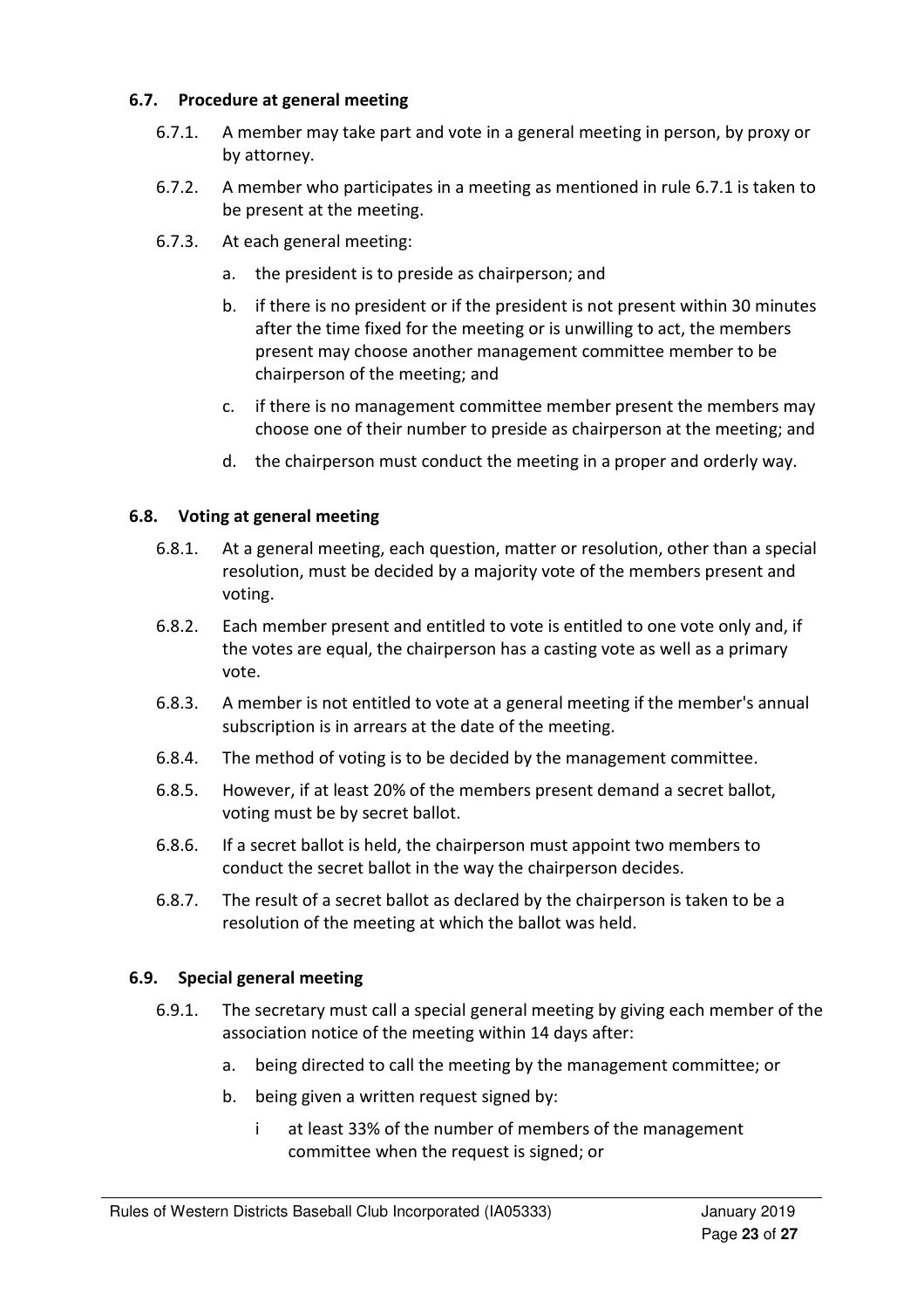### 6.7. Procedure at general meeting

6.7.1. A member may take part and vote in a general meeting in person, by proxy or by attorney.

6.7.2. A member who participates in a meeting as mentioned in rule 6.7.1 is taken to be present at the meeting.

6.7.3. At each general meeting:

a. the president is to preside as chairperson; and

b. if there is no president or if the president is not present within 30 minutes after the time fixed for the meeting or is unwilling to act, the members present may choose another management committee member to be chairperson of the meeting; and

c. if there is no management committee member present the members may choose one of their number to preside as chairperson at the meeting; and

d. the chairperson must conduct the meeting in a proper and orderly way.

### 6.8. Voting at general meeting

6.8.1. At a general meeting, each question, matter or resolution, other than a special resolution, must be decided by a majority vote of the members present and voting.

6.8.2. Each member present and entitled to vote is entitled to one vote only and, if the votes are equal, the chairperson has a casting vote as well as a primary vote.

6.8.3. A member is not entitled to vote at a general meeting if the member's annual subscription is in arrears at the date of the meeting.

6.8.4. The method of voting is to be decided by the management committee.

6.8.5. However, if at least 20% of the members present demand a secret ballot, voting must be by secret ballot.

6.8.6. If a secret ballot is held, the chairperson must appoint two members to conduct the secret ballot in the way the chairperson decides.

6.8.7. The result of a secret ballot as declared by the chairperson is taken to be a resolution of the meeting at which the ballot was held.

### 6.9. Special general meeting

6.9.1. The secretary must call a special general meeting by giving each member of the association notice of the meeting within 14 days after:

a. being directed to call the meeting by the management committee; or

b. being given a written request signed by:

i at least 33% of the number of members of the management committee when the request is signed; or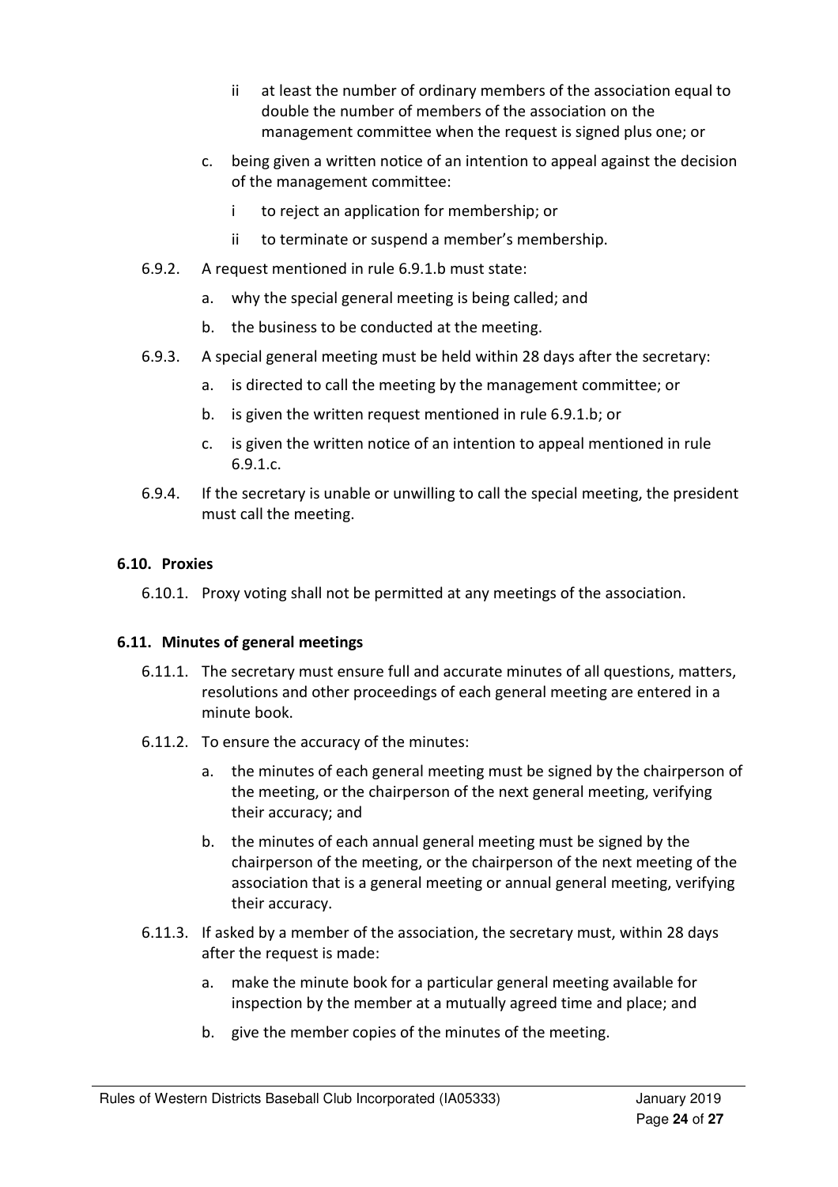ii at least the number of ordinary members of the association equal to double the number of members of the association on the management committee when the request is signed plus one; or

c. being given a written notice of an intention to appeal against the decision of the management committee:

  i to reject an application for membership; or

  ii to terminate or suspend a member's membership.

6.9.2. A request mentioned in rule 6.9.1.b must state:

a. why the special general meeting is being called; and

b. the business to be conducted at the meeting.

6.9.3. A special general meeting must be held within 28 days after the secretary:

a. is directed to call the meeting by the management committee; or

b. is given the written request mentioned in rule 6.9.1.b; or

c. is given the written notice of an intention to appeal mentioned in rule 6.9.1.c.

6.9.4. If the secretary is unable or unwilling to call the special meeting, the president must call the meeting.

### 6.10. Proxies

6.10.1. Proxy voting shall not be permitted at any meetings of the association.

### 6.11. Minutes of general meetings

6.11.1. The secretary must ensure full and accurate minutes of all questions, matters, resolutions and other proceedings of each general meeting are entered in a minute book.

6.11.2. To ensure the accuracy of the minutes:

a. the minutes of each general meeting must be signed by the chairperson of the meeting, or the chairperson of the next general meeting, verifying their accuracy; and

b. the minutes of each annual general meeting must be signed by the chairperson of the meeting, or the chairperson of the next meeting of the association that is a general meeting or annual general meeting, verifying their accuracy.

6.11.3. If asked by a member of the association, the secretary must, within 28 days after the request is made:

a. make the minute book for a particular general meeting available for inspection by the member at a mutually agreed time and place; and

b. give the member copies of the minutes of the meeting.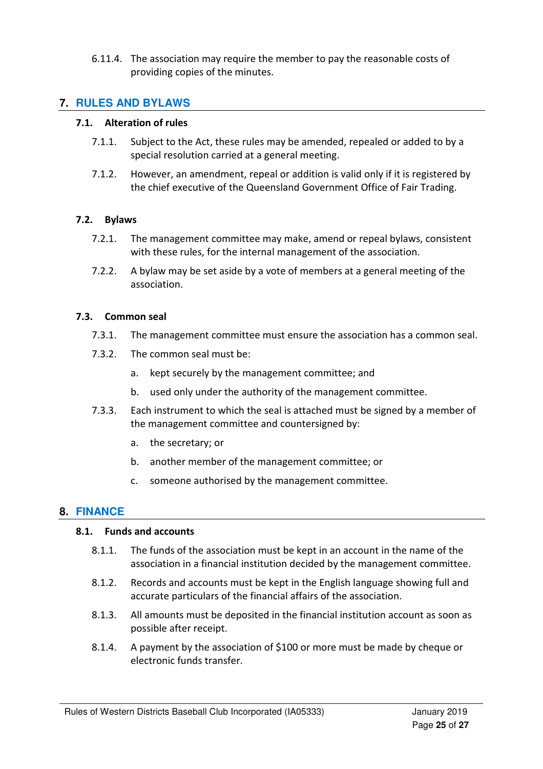6.11.4. The association may require the member to pay the reasonable costs of providing copies of the minutes.

## 7. RULES AND BYLAWS

### 7.1. Alteration of rules

7.1.1. Subject to the Act, these rules may be amended, repealed or added to by a special resolution carried at a general meeting.

7.1.2. However, an amendment, repeal or addition is valid only if it is registered by the chief executive of the Queensland Government Office of Fair Trading.

### 7.2. Bylaws

7.2.1. The management committee may make, amend or repeal bylaws, consistent with these rules, for the internal management of the association.

7.2.2. A bylaw may be set aside by a vote of members at a general meeting of the association.

### 7.3. Common seal

7.3.1. The management committee must ensure the association has a common seal.

7.3.2. The common seal must be:

a. kept securely by the management committee; and

b. used only under the authority of the management committee.

7.3.3. Each instrument to which the seal is attached must be signed by a member of the management committee and countersigned by:

a. the secretary; or

b. another member of the management committee; or

c. someone authorised by the management committee.

## 8. FINANCE

### 8.1. Funds and accounts

8.1.1. The funds of the association must be kept in an account in the name of the association in a financial institution decided by the management committee.

8.1.2. Records and accounts must be kept in the English language showing full and accurate particulars of the financial affairs of the association.

8.1.3. All amounts must be deposited in the financial institution account as soon as possible after receipt.

8.1.4. A payment by the association of $100 or more must be made by cheque or electronic funds transfer.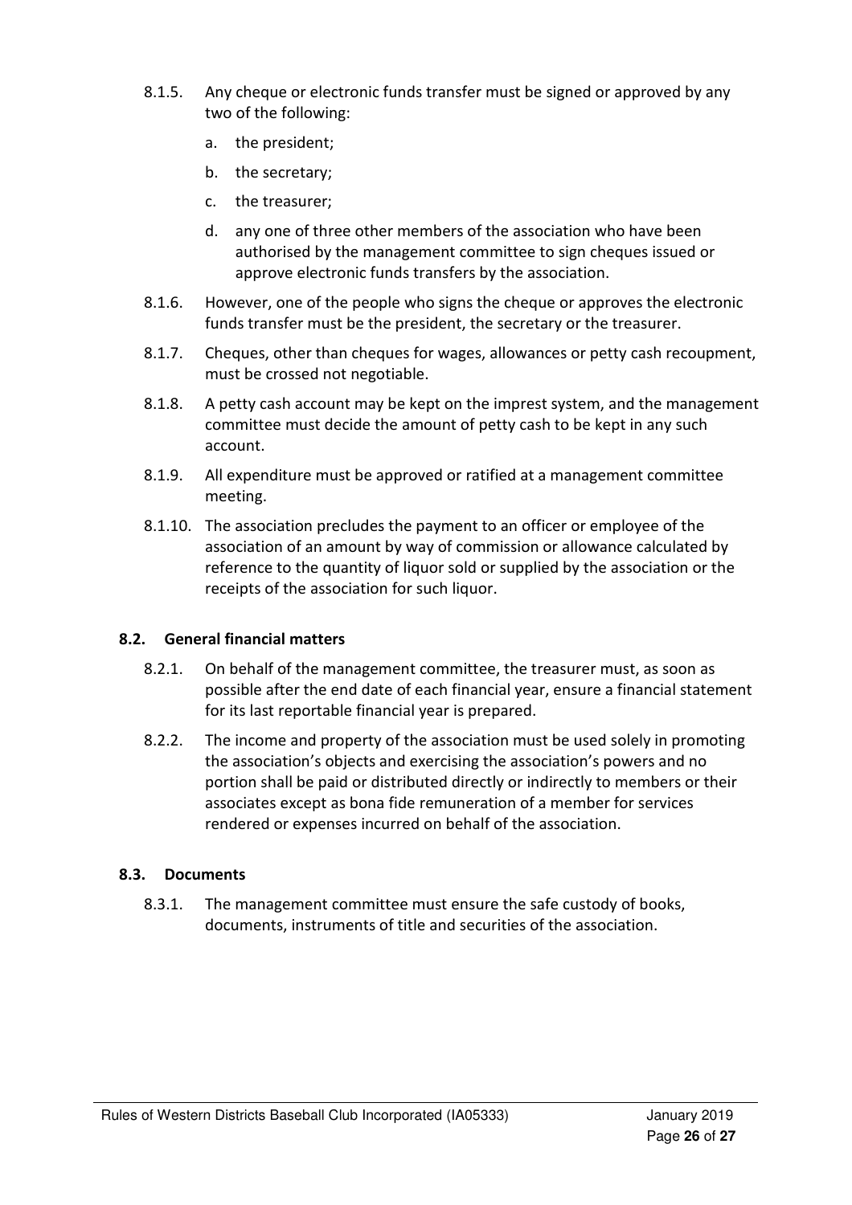8.1.5. Any cheque or electronic funds transfer must be signed or approved by any two of the following:

   a. the president;

   b. the secretary;

   c. the treasurer;

   d. any one of three other members of the association who have been authorised by the management committee to sign cheques issued or approve electronic funds transfers by the association.

8.1.6. However, one of the people who signs the cheque or approves the electronic funds transfer must be the president, the secretary or the treasurer.

8.1.7. Cheques, other than cheques for wages, allowances or petty cash recoupment, must be crossed not negotiable.

8.1.8. A petty cash account may be kept on the imprest system, and the management committee must decide the amount of petty cash to be kept in any such account.

8.1.9. All expenditure must be approved or ratified at a management committee meeting.

8.1.10. The association precludes the payment to an officer or employee of the association of an amount by way of commission or allowance calculated by reference to the quantity of liquor sold or supplied by the association or the receipts of the association for such liquor.

### 8.2. General financial matters

8.2.1. On behalf of the management committee, the treasurer must, as soon as possible after the end date of each financial year, ensure a financial statement for its last reportable financial year is prepared.

8.2.2. The income and property of the association must be used solely in promoting the association's objects and exercising the association's powers and no portion shall be paid or distributed directly or indirectly to members or their associates except as bona fide remuneration of a member for services rendered or expenses incurred on behalf of the association.

### 8.3. Documents

8.3.1. The management committee must ensure the safe custody of books, documents, instruments of title and securities of the association.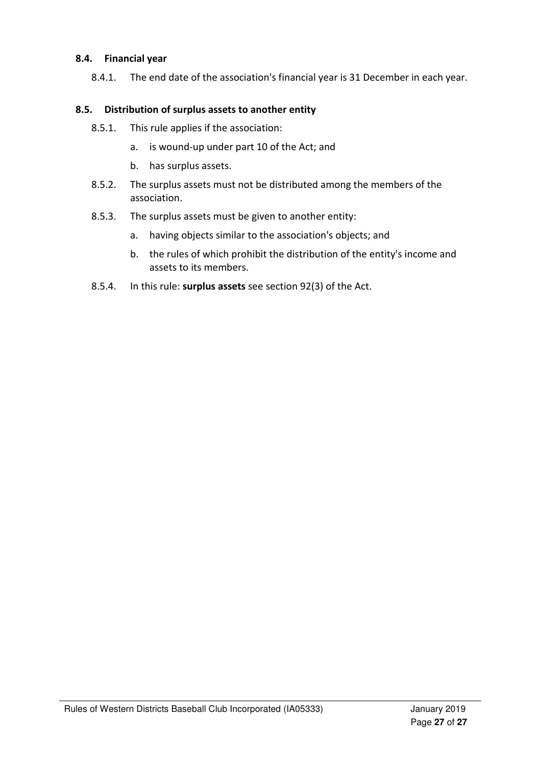### 8.4. Financial year

8.4.1. The end date of the association's financial year is 31 December in each year.

### 8.5. Distribution of surplus assets to another entity

8.5.1. This rule applies if the association:

a. is wound-up under part 10 of the Act; and

b. has surplus assets.

8.5.2. The surplus assets must not be distributed among the members of the association.

8.5.3. The surplus assets must be given to another entity:

a. having objects similar to the association's objects; and

b. the rules of which prohibit the distribution of the entity's income and assets to its members.

8.5.4. In this rule: **surplus assets** see section 92(3) of the Act.